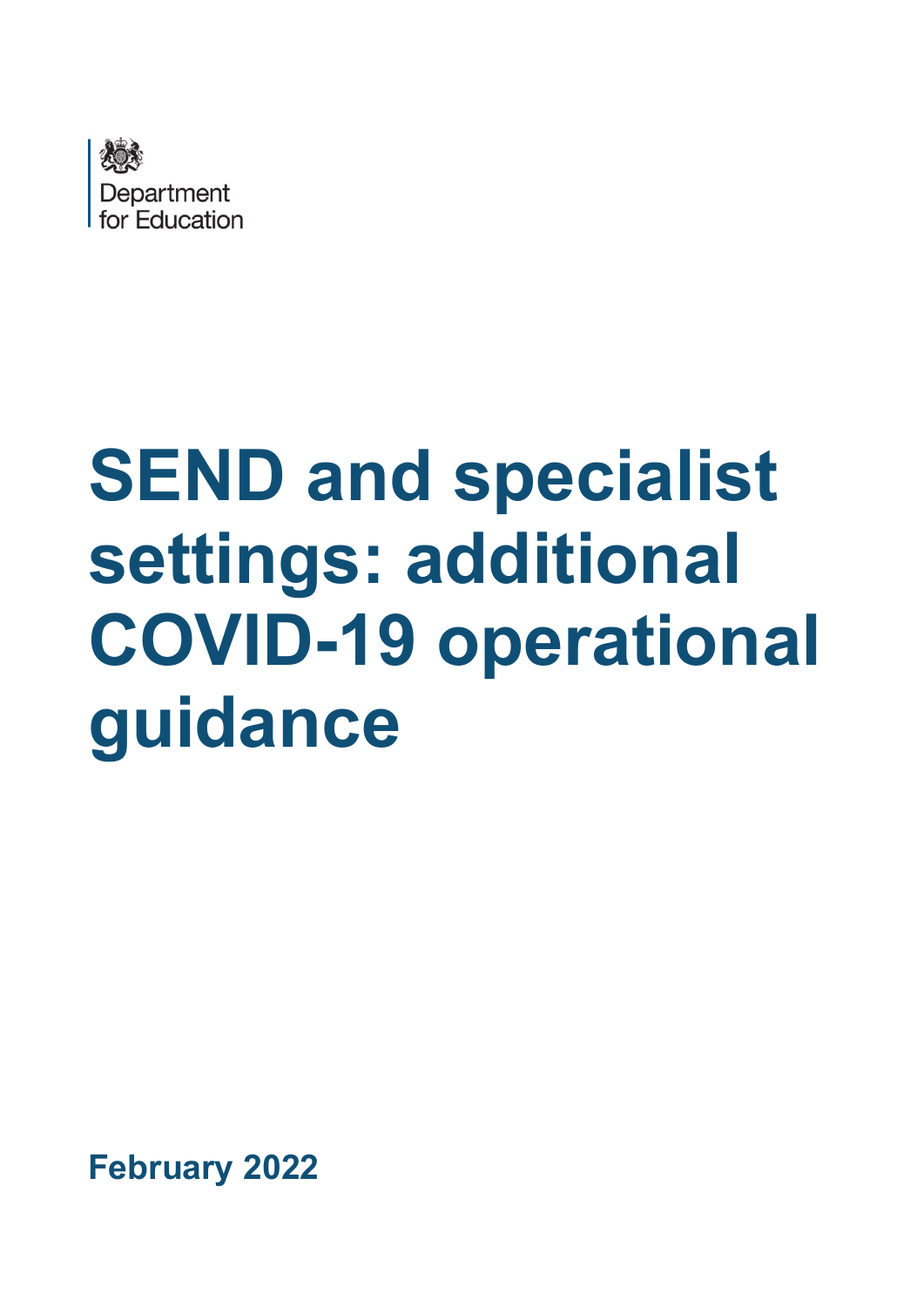Department for Education

# SEND and specialist settings: additional COVID-19 operational guidance

**February 2022**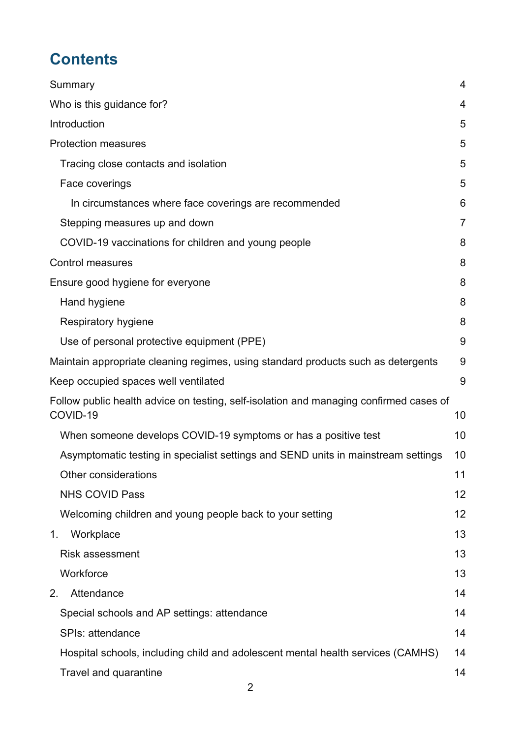# Contents

| | |
|---|---|
| Summary | 4 |
| Who is this guidance for? | 4 |
| Introduction | 5 |
| Protection measures | 5 |
| Tracing close contacts and isolation | 5 |
| Face coverings | 5 |
| In circumstances where face coverings are recommended | 6 |
| Stepping measures up and down | 7 |
| COVID-19 vaccinations for children and young people | 8 |
| Control measures | 8 |
| Ensure good hygiene for everyone | 8 |
| Hand hygiene | 8 |
| Respiratory hygiene | 8 |
| Use of personal protective equipment (PPE) | 9 |
| Maintain appropriate cleaning regimes, using standard products such as detergents | 9 |
| Keep occupied spaces well ventilated | 9 |
| Follow public health advice on testing, self-isolation and managing confirmed cases of COVID-19 | 10 |
| When someone develops COVID-19 symptoms or has a positive test | 10 |
| Asymptomatic testing in specialist settings and SEND units in mainstream settings | 10 |
| Other considerations | 11 |
| NHS COVID Pass | 12 |
| Welcoming children and young people back to your setting | 12 |
| 1. Workplace | 13 |
| Risk assessment | 13 |
| Workforce | 13 |
| 2. Attendance | 14 |
| Special schools and AP settings: attendance | 14 |
| SPIs: attendance | 14 |
| Hospital schools, including child and adolescent mental health services (CAMHS) | 14 |
| Travel and quarantine | 14 |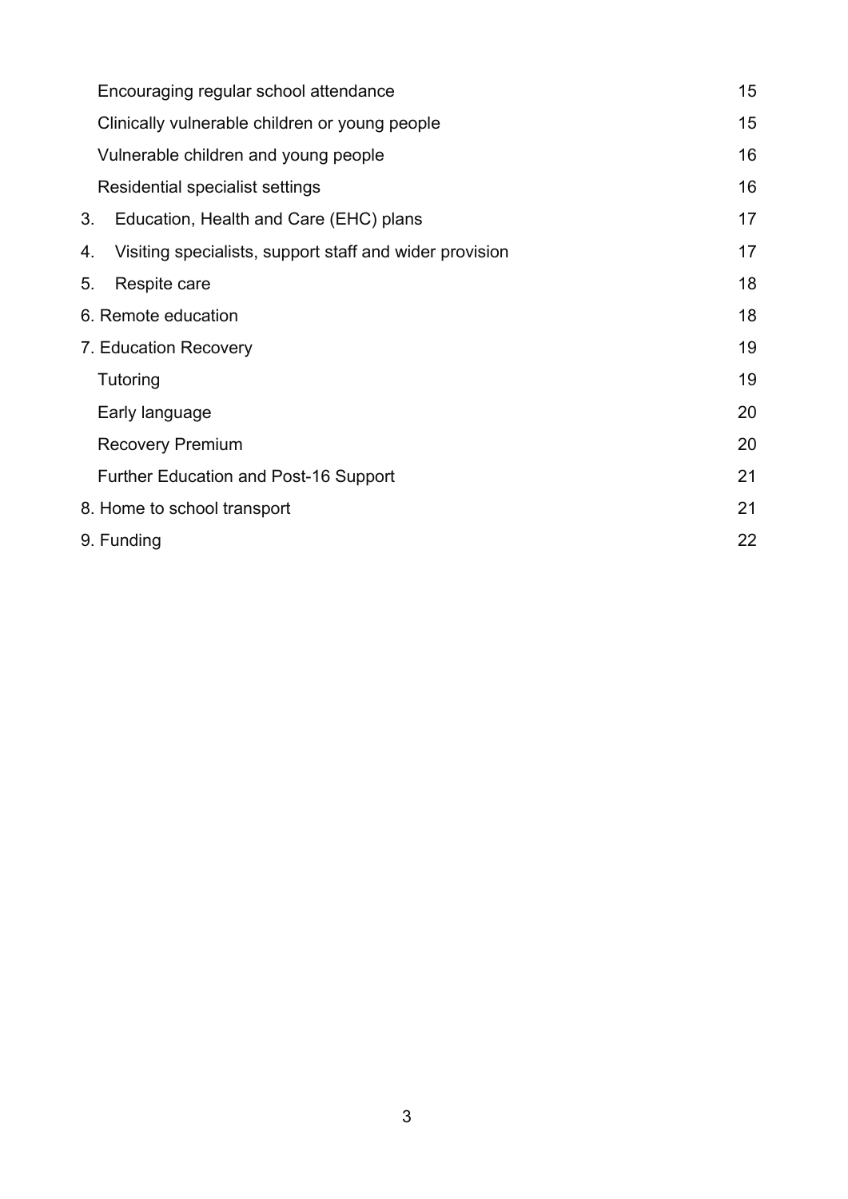| | |
|---|---|
| Encouraging regular school attendance | 15 |
| Clinically vulnerable children or young people | 15 |
| Vulnerable children and young people | 16 |
| Residential specialist settings | 16 |
| 3. Education, Health and Care (EHC) plans | 17 |
| 4. Visiting specialists, support staff and wider provision | 17 |
| 5. Respite care | 18 |
| 6. Remote education | 18 |
| 7. Education Recovery | 19 |
| Tutoring | 19 |
| Early language | 20 |
| Recovery Premium | 20 |
| Further Education and Post-16 Support | 21 |
| 8. Home to school transport | 21 |
| 9. Funding | 22 |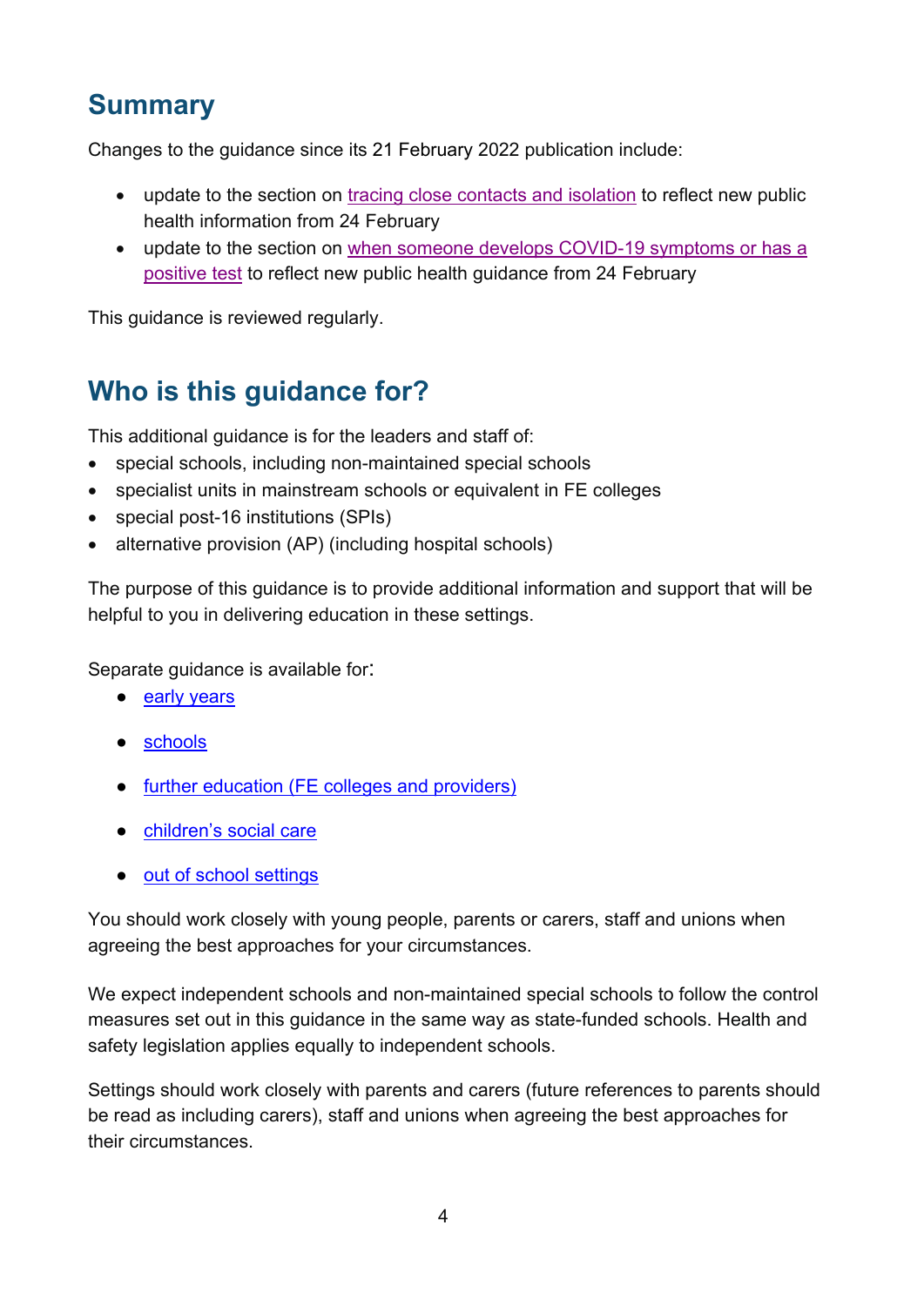## Summary

Changes to the guidance since its 21 February 2022 publication include:

- update to the section on tracing close contacts and isolation to reflect new public health information from 24 February
- update to the section on when someone develops COVID-19 symptoms or has a positive test to reflect new public health guidance from 24 February

This guidance is reviewed regularly.

## Who is this guidance for?

This additional guidance is for the leaders and staff of:

- special schools, including non-maintained special schools
- specialist units in mainstream schools or equivalent in FE colleges
- special post-16 institutions (SPIs)
- alternative provision (AP) (including hospital schools)

The purpose of this guidance is to provide additional information and support that will be helpful to you in delivering education in these settings.

Separate guidance is available for:

- early years
- schools
- further education (FE colleges and providers)
- children's social care
- out of school settings

You should work closely with young people, parents or carers, staff and unions when agreeing the best approaches for your circumstances.

We expect independent schools and non-maintained special schools to follow the control measures set out in this guidance in the same way as state-funded schools. Health and safety legislation applies equally to independent schools.

Settings should work closely with parents and carers (future references to parents should be read as including carers), staff and unions when agreeing the best approaches for their circumstances.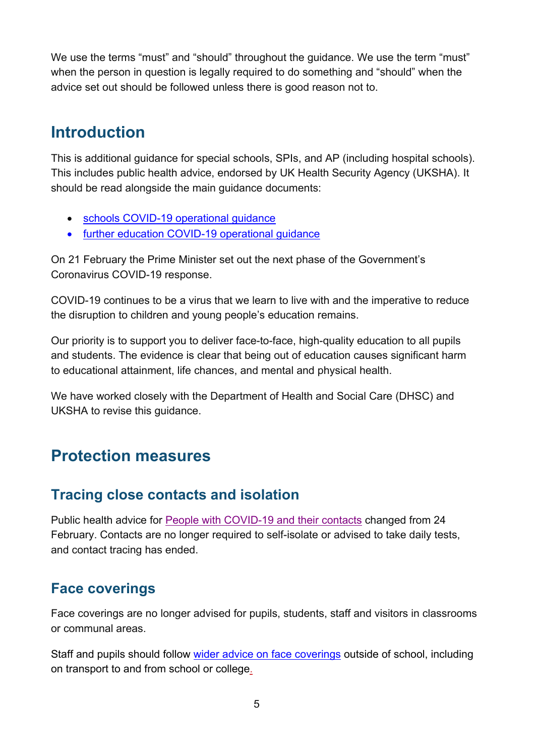We use the terms "must" and "should" throughout the guidance. We use the term "must" when the person in question is legally required to do something and "should" when the advice set out should be followed unless there is good reason not to.

## Introduction

This is additional guidance for special schools, SPIs, and AP (including hospital schools). This includes public health advice, endorsed by UK Health Security Agency (UKSHA). It should be read alongside the main guidance documents:

- schools COVID-19 operational guidance
- further education COVID-19 operational guidance

On 21 February the Prime Minister set out the next phase of the Government's Coronavirus COVID-19 response.

COVID-19 continues to be a virus that we learn to live with and the imperative to reduce the disruption to children and young people's education remains.

Our priority is to support you to deliver face-to-face, high-quality education to all pupils and students. The evidence is clear that being out of education causes significant harm to educational attainment, life chances, and mental and physical health.

We have worked closely with the Department of Health and Social Care (DHSC) and UKSHA to revise this guidance.

## Protection measures

### Tracing close contacts and isolation

Public health advice for People with COVID-19 and their contacts changed from 24 February. Contacts are no longer required to self-isolate or advised to take daily tests, and contact tracing has ended.

### Face coverings

Face coverings are no longer advised for pupils, students, staff and visitors in classrooms or communal areas.

Staff and pupils should follow wider advice on face coverings outside of school, including on transport to and from school or college.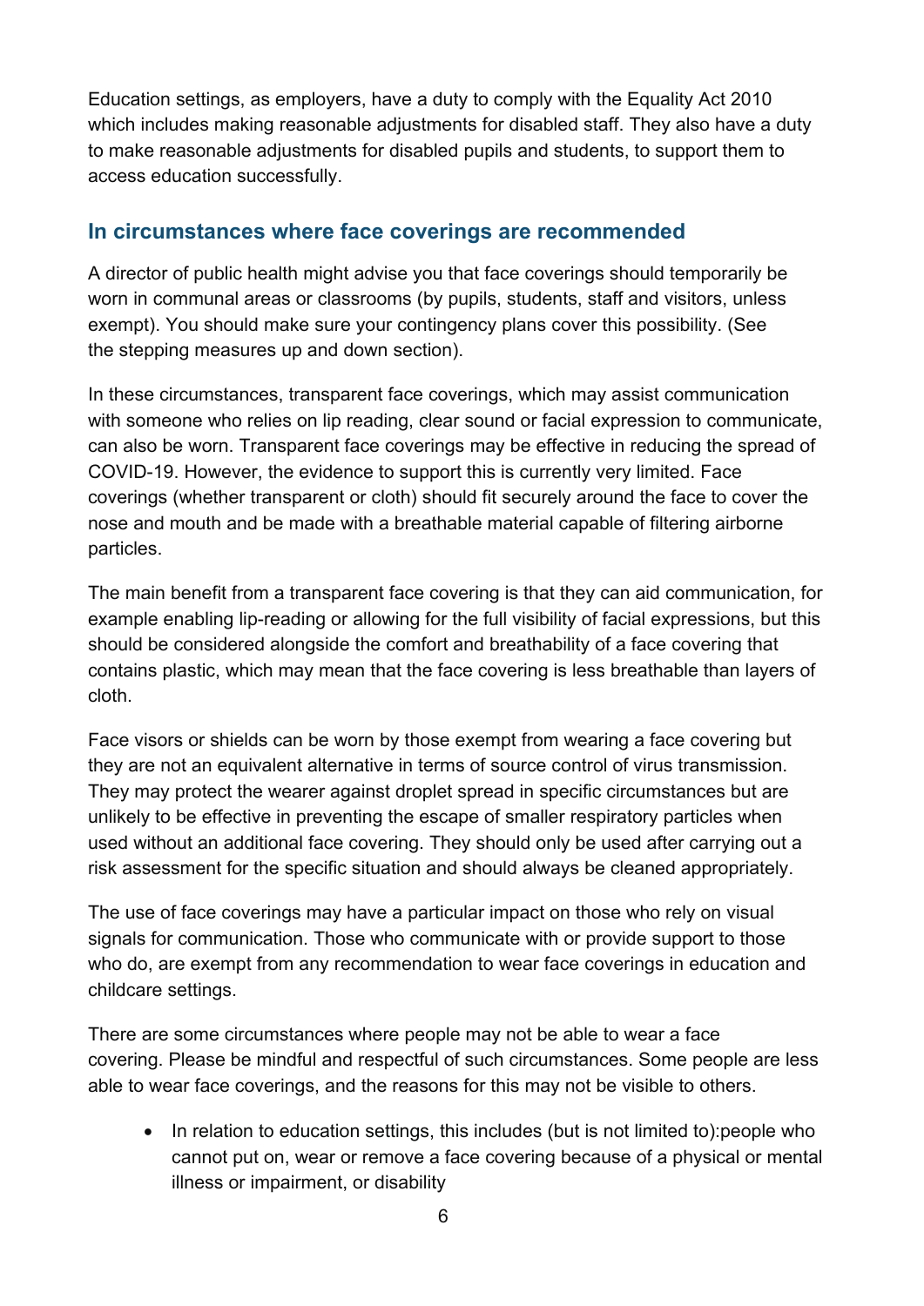Education settings, as employers, have a duty to comply with the Equality Act 2010 which includes making reasonable adjustments for disabled staff. They also have a duty to make reasonable adjustments for disabled pupils and students, to support them to access education successfully.

## In circumstances where face coverings are recommended

A director of public health might advise you that face coverings should temporarily be worn in communal areas or classrooms (by pupils, students, staff and visitors, unless exempt). You should make sure your contingency plans cover this possibility. (See the stepping measures up and down section).

In these circumstances, transparent face coverings, which may assist communication with someone who relies on lip reading, clear sound or facial expression to communicate, can also be worn. Transparent face coverings may be effective in reducing the spread of COVID-19. However, the evidence to support this is currently very limited. Face coverings (whether transparent or cloth) should fit securely around the face to cover the nose and mouth and be made with a breathable material capable of filtering airborne particles.

The main benefit from a transparent face covering is that they can aid communication, for example enabling lip-reading or allowing for the full visibility of facial expressions, but this should be considered alongside the comfort and breathability of a face covering that contains plastic, which may mean that the face covering is less breathable than layers of cloth.

Face visors or shields can be worn by those exempt from wearing a face covering but they are not an equivalent alternative in terms of source control of virus transmission. They may protect the wearer against droplet spread in specific circumstances but are unlikely to be effective in preventing the escape of smaller respiratory particles when used without an additional face covering. They should only be used after carrying out a risk assessment for the specific situation and should always be cleaned appropriately.

The use of face coverings may have a particular impact on those who rely on visual signals for communication. Those who communicate with or provide support to those who do, are exempt from any recommendation to wear face coverings in education and childcare settings.

There are some circumstances where people may not be able to wear a face covering. Please be mindful and respectful of such circumstances. Some people are less able to wear face coverings, and the reasons for this may not be visible to others.

- In relation to education settings, this includes (but is not limited to):people who cannot put on, wear or remove a face covering because of a physical or mental illness or impairment, or disability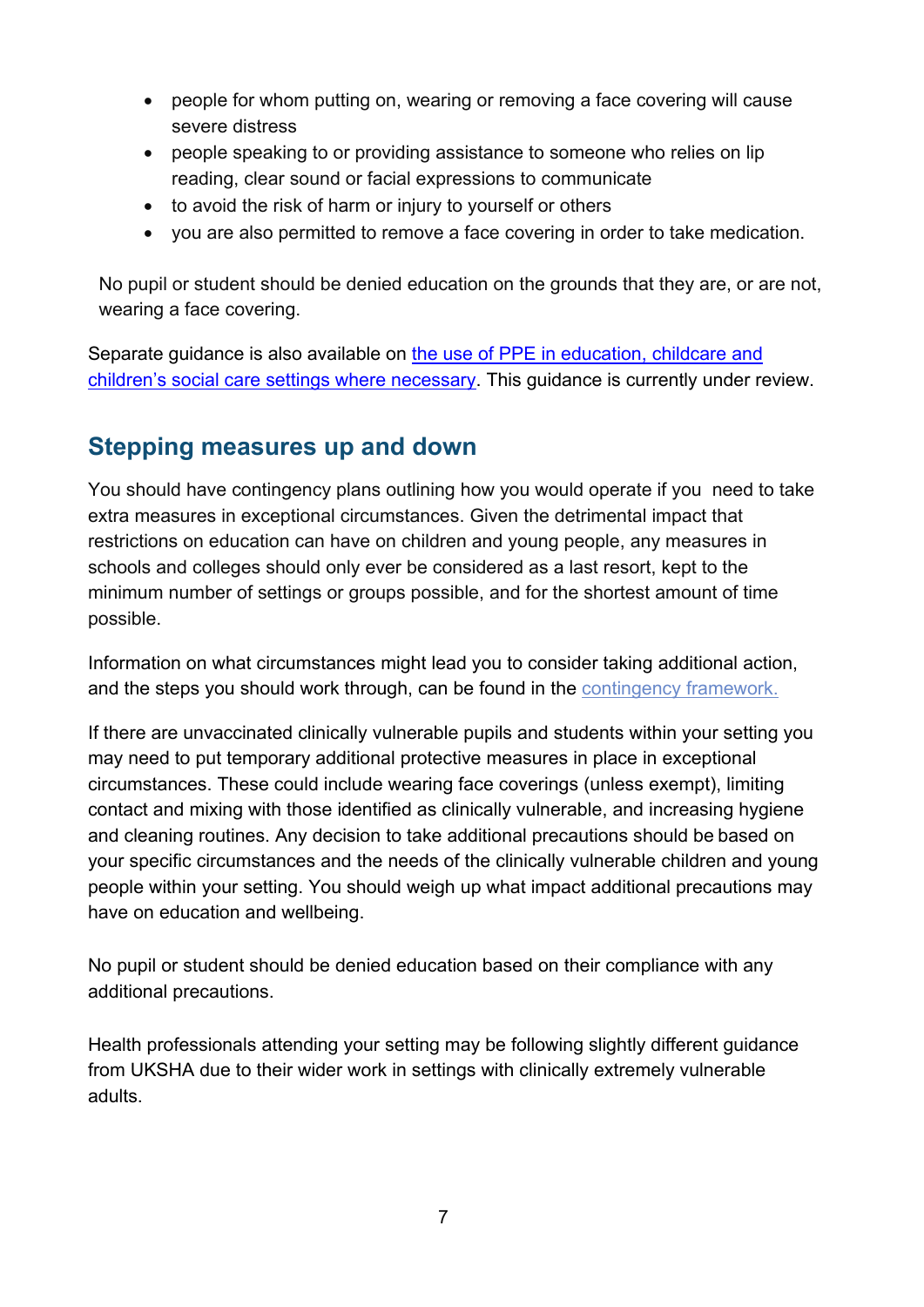- people for whom putting on, wearing or removing a face covering will cause severe distress
- people speaking to or providing assistance to someone who relies on lip reading, clear sound or facial expressions to communicate
- to avoid the risk of harm or injury to yourself or others
- you are also permitted to remove a face covering in order to take medication.

No pupil or student should be denied education on the grounds that they are, or are not, wearing a face covering.

Separate guidance is also available on [the use of PPE in education, childcare and children's social care settings where necessary](). This guidance is currently under review.

## Stepping measures up and down

You should have contingency plans outlining how you would operate if you need to take extra measures in exceptional circumstances. Given the detrimental impact that restrictions on education can have on children and young people, any measures in schools and colleges should only ever be considered as a last resort, kept to the minimum number of settings or groups possible, and for the shortest amount of time possible.

Information on what circumstances might lead you to consider taking additional action, and the steps you should work through, can be found in the [contingency framework.]()

If there are unvaccinated clinically vulnerable pupils and students within your setting you may need to put temporary additional protective measures in place in exceptional circumstances. These could include wearing face coverings (unless exempt), limiting contact and mixing with those identified as clinically vulnerable, and increasing hygiene and cleaning routines. Any decision to take additional precautions should be based on your specific circumstances and the needs of the clinically vulnerable children and young people within your setting. You should weigh up what impact additional precautions may have on education and wellbeing.

No pupil or student should be denied education based on their compliance with any additional precautions.

Health professionals attending your setting may be following slightly different guidance from UKSHA due to their wider work in settings with clinically extremely vulnerable adults.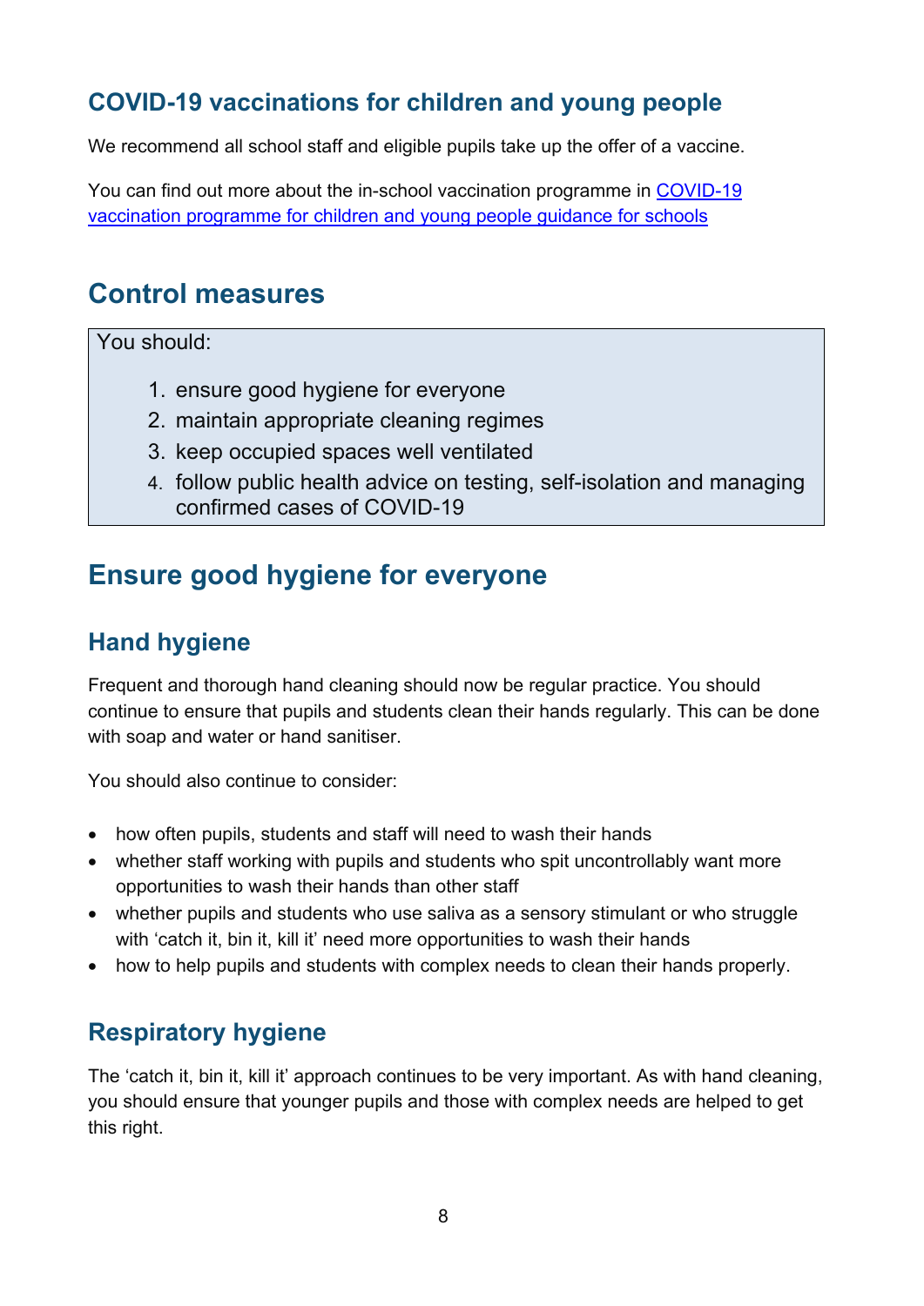### COVID-19 vaccinations for children and young people

We recommend all school staff and eligible pupils take up the offer of a vaccine.

You can find out more about the in-school vaccination programme in [COVID-19 vaccination programme for children and young people guidance for schools]

## Control measures

You should:

1. ensure good hygiene for everyone
2. maintain appropriate cleaning regimes
3. keep occupied spaces well ventilated
4. follow public health advice on testing, self-isolation and managing confirmed cases of COVID-19

## Ensure good hygiene for everyone

### Hand hygiene

Frequent and thorough hand cleaning should now be regular practice. You should continue to ensure that pupils and students clean their hands regularly. This can be done with soap and water or hand sanitiser.

You should also continue to consider:

- how often pupils, students and staff will need to wash their hands
- whether staff working with pupils and students who spit uncontrollably want more opportunities to wash their hands than other staff
- whether pupils and students who use saliva as a sensory stimulant or who struggle with 'catch it, bin it, kill it' need more opportunities to wash their hands
- how to help pupils and students with complex needs to clean their hands properly.

### Respiratory hygiene

The 'catch it, bin it, kill it' approach continues to be very important. As with hand cleaning, you should ensure that younger pupils and those with complex needs are helped to get this right.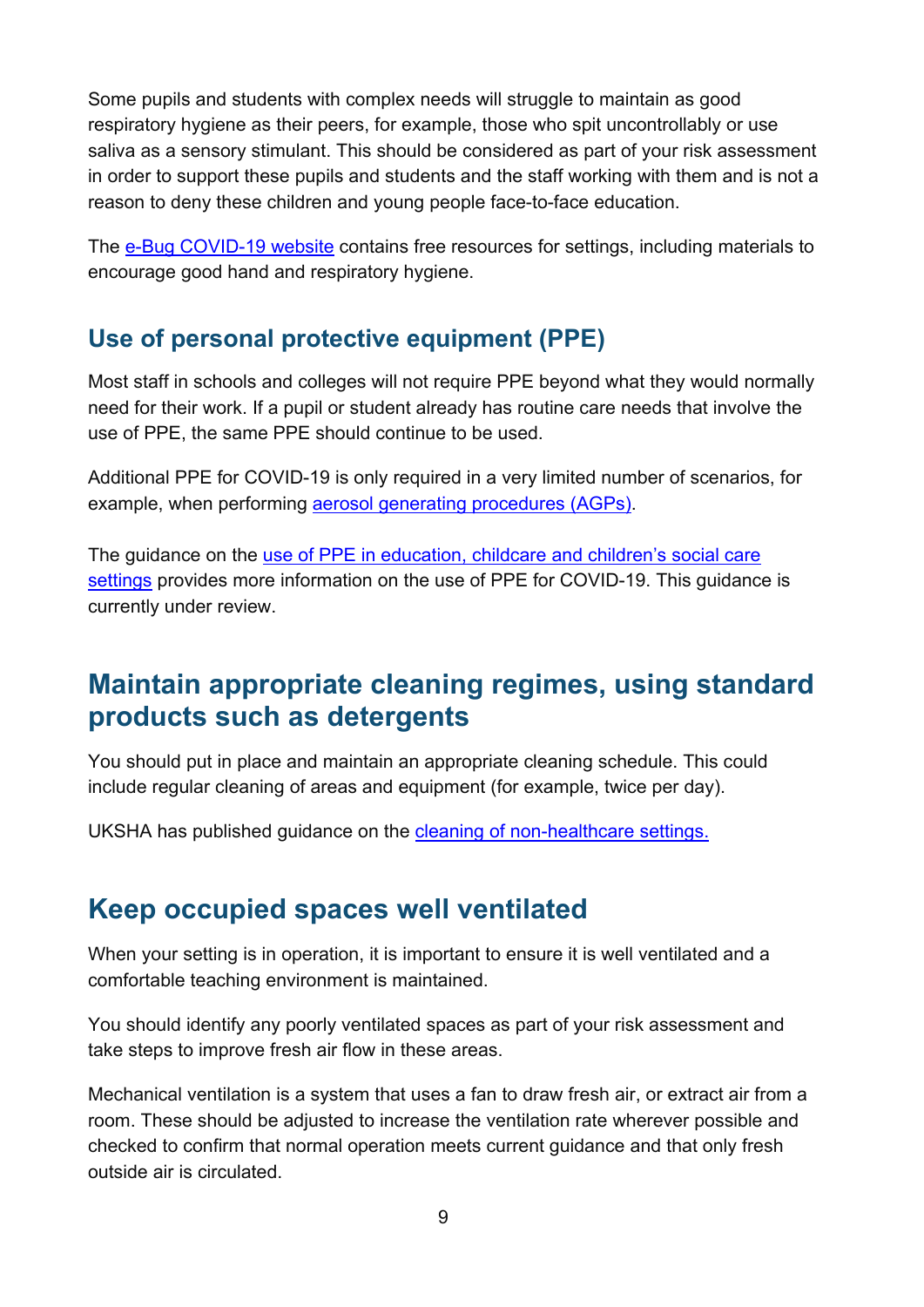Some pupils and students with complex needs will struggle to maintain as good respiratory hygiene as their peers, for example, those who spit uncontrollably or use saliva as a sensory stimulant. This should be considered as part of your risk assessment in order to support these pupils and students and the staff working with them and is not a reason to deny these children and young people face-to-face education.

The e-Bug COVID-19 website contains free resources for settings, including materials to encourage good hand and respiratory hygiene.

### Use of personal protective equipment (PPE)

Most staff in schools and colleges will not require PPE beyond what they would normally need for their work. If a pupil or student already has routine care needs that involve the use of PPE, the same PPE should continue to be used.

Additional PPE for COVID-19 is only required in a very limited number of scenarios, for example, when performing aerosol generating procedures (AGPs).

The guidance on the use of PPE in education, childcare and children's social care settings provides more information on the use of PPE for COVID-19. This guidance is currently under review.

## Maintain appropriate cleaning regimes, using standard products such as detergents

You should put in place and maintain an appropriate cleaning schedule. This could include regular cleaning of areas and equipment (for example, twice per day).

UKSHA has published guidance on the cleaning of non-healthcare settings.

## Keep occupied spaces well ventilated

When your setting is in operation, it is important to ensure it is well ventilated and a comfortable teaching environment is maintained.

You should identify any poorly ventilated spaces as part of your risk assessment and take steps to improve fresh air flow in these areas.

Mechanical ventilation is a system that uses a fan to draw fresh air, or extract air from a room. These should be adjusted to increase the ventilation rate wherever possible and checked to confirm that normal operation meets current guidance and that only fresh outside air is circulated.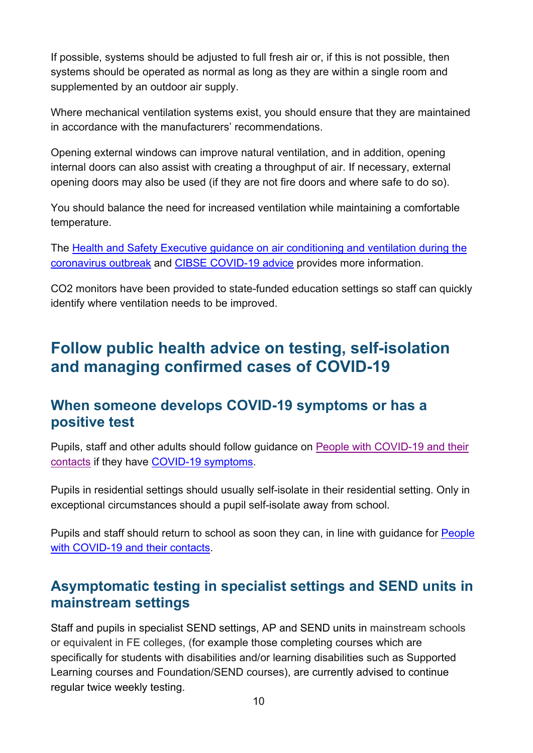If possible, systems should be adjusted to full fresh air or, if this is not possible, then systems should be operated as normal as long as they are within a single room and supplemented by an outdoor air supply.

Where mechanical ventilation systems exist, you should ensure that they are maintained in accordance with the manufacturers' recommendations.

Opening external windows can improve natural ventilation, and in addition, opening internal doors can also assist with creating a throughput of air. If necessary, external opening doors may also be used (if they are not fire doors and where safe to do so).

You should balance the need for increased ventilation while maintaining a comfortable temperature.

The [Health and Safety Executive guidance on air conditioning and ventilation during the coronavirus outbreak]() and [CIBSE COVID-19 advice]() provides more information.

$CO_2$ monitors have been provided to state-funded education settings so staff can quickly identify where ventilation needs to be improved.

## Follow public health advice on testing, self-isolation and managing confirmed cases of COVID-19

### When someone develops COVID-19 symptoms or has a positive test

Pupils, staff and other adults should follow guidance on [People with COVID-19 and their contacts]() if they have [COVID-19 symptoms]().

Pupils in residential settings should usually self-isolate in their residential setting. Only in exceptional circumstances should a pupil self-isolate away from school.

Pupils and staff should return to school as soon they can, in line with guidance for [People with COVID-19 and their contacts]().

### Asymptomatic testing in specialist settings and SEND units in mainstream settings

Staff and pupils in specialist SEND settings, AP and SEND units in mainstream schools or equivalent in FE colleges, (for example those completing courses which are specifically for students with disabilities and/or learning disabilities such as Supported Learning courses and Foundation/SEND courses), are currently advised to continue regular twice weekly testing.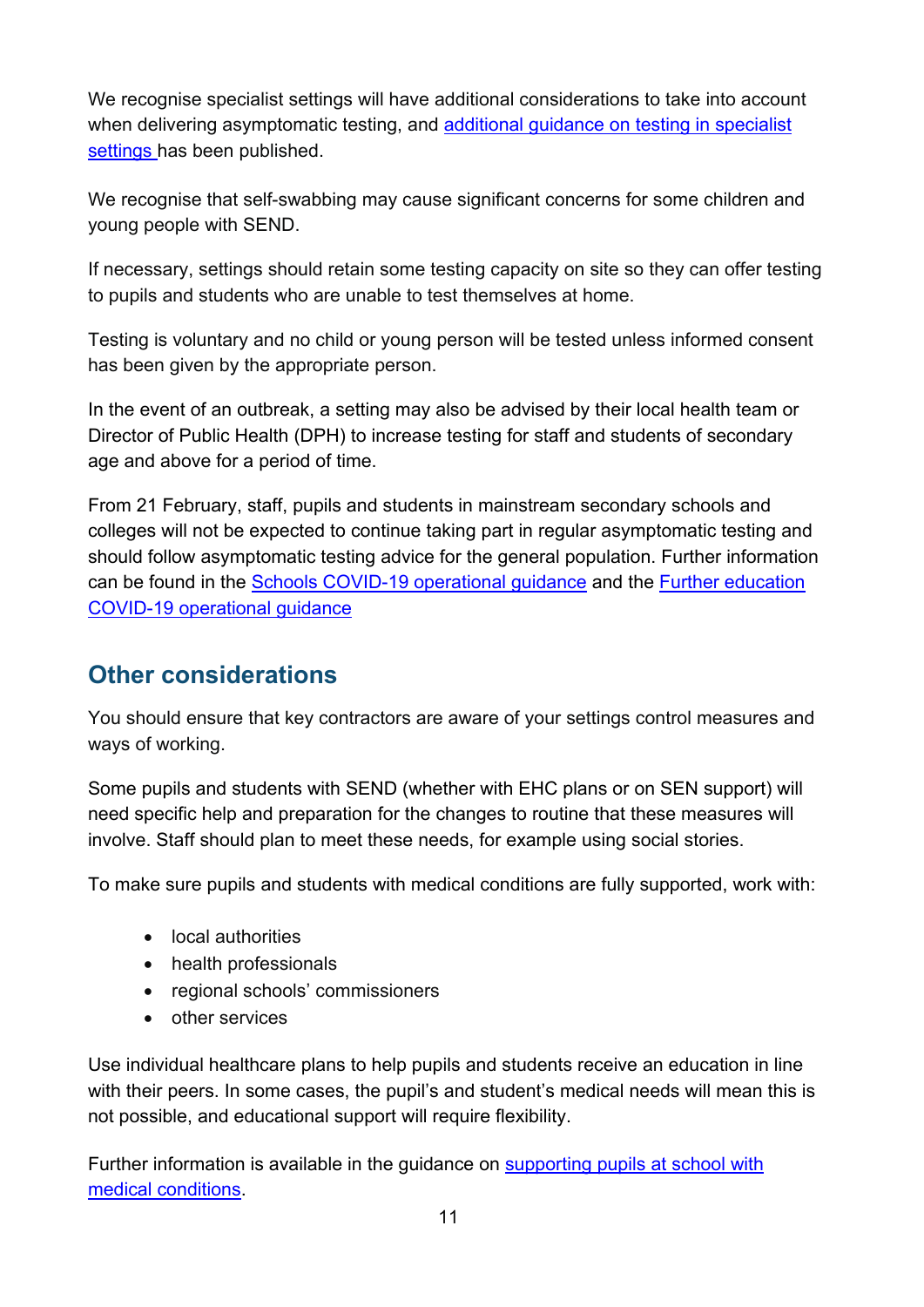We recognise specialist settings will have additional considerations to take into account when delivering asymptomatic testing, and [additional guidance on testing in specialist settings](#) has been published.

We recognise that self-swabbing may cause significant concerns for some children and young people with SEND.

If necessary, settings should retain some testing capacity on site so they can offer testing to pupils and students who are unable to test themselves at home.

Testing is voluntary and no child or young person will be tested unless informed consent has been given by the appropriate person.

In the event of an outbreak, a setting may also be advised by their local health team or Director of Public Health (DPH) to increase testing for staff and students of secondary age and above for a period of time.

From 21 February, staff, pupils and students in mainstream secondary schools and colleges will not be expected to continue taking part in regular asymptomatic testing and should follow asymptomatic testing advice for the general population. Further information can be found in the [Schools COVID-19 operational guidance](#) and the [Further education COVID-19 operational guidance](#)

## Other considerations

You should ensure that key contractors are aware of your settings control measures and ways of working.

Some pupils and students with SEND (whether with EHC plans or on SEN support) will need specific help and preparation for the changes to routine that these measures will involve. Staff should plan to meet these needs, for example using social stories.

To make sure pupils and students with medical conditions are fully supported, work with:

- local authorities
- health professionals
- regional schools' commissioners
- other services

Use individual healthcare plans to help pupils and students receive an education in line with their peers. In some cases, the pupil's and student's medical needs will mean this is not possible, and educational support will require flexibility.

Further information is available in the guidance on [supporting pupils at school with medical conditions](#).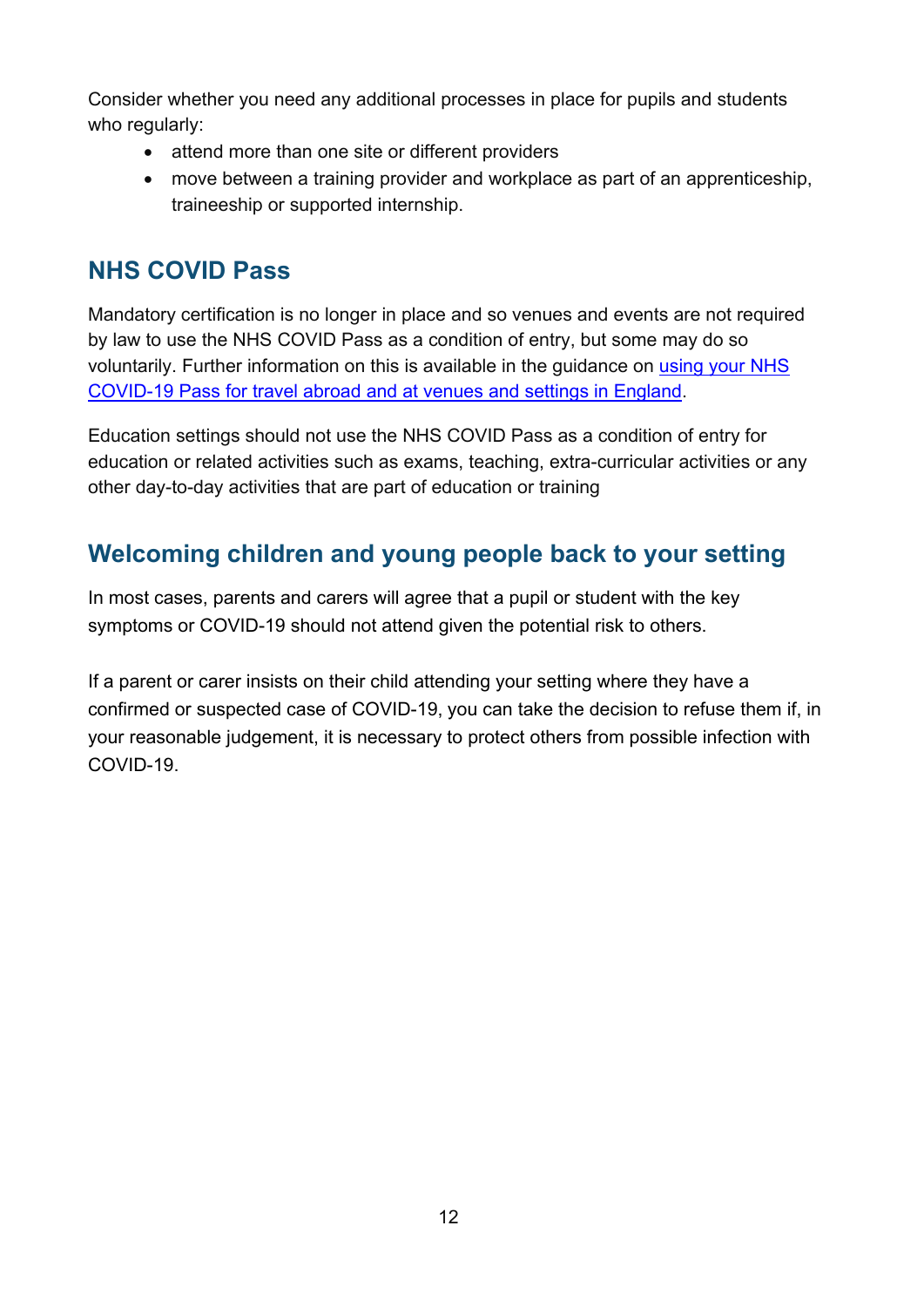Consider whether you need any additional processes in place for pupils and students who regularly:

- attend more than one site or different providers
- move between a training provider and workplace as part of an apprenticeship, traineeship or supported internship.

## NHS COVID Pass

Mandatory certification is no longer in place and so venues and events are not required by law to use the NHS COVID Pass as a condition of entry, but some may do so voluntarily. Further information on this is available in the guidance on [using your NHS COVID-19 Pass for travel abroad and at venues and settings in England]().

Education settings should not use the NHS COVID Pass as a condition of entry for education or related activities such as exams, teaching, extra-curricular activities or any other day-to-day activities that are part of education or training

## Welcoming children and young people back to your setting

In most cases, parents and carers will agree that a pupil or student with the key symptoms or COVID-19 should not attend given the potential risk to others.

If a parent or carer insists on their child attending your setting where they have a confirmed or suspected case of COVID-19, you can take the decision to refuse them if, in your reasonable judgement, it is necessary to protect others from possible infection with COVID-19.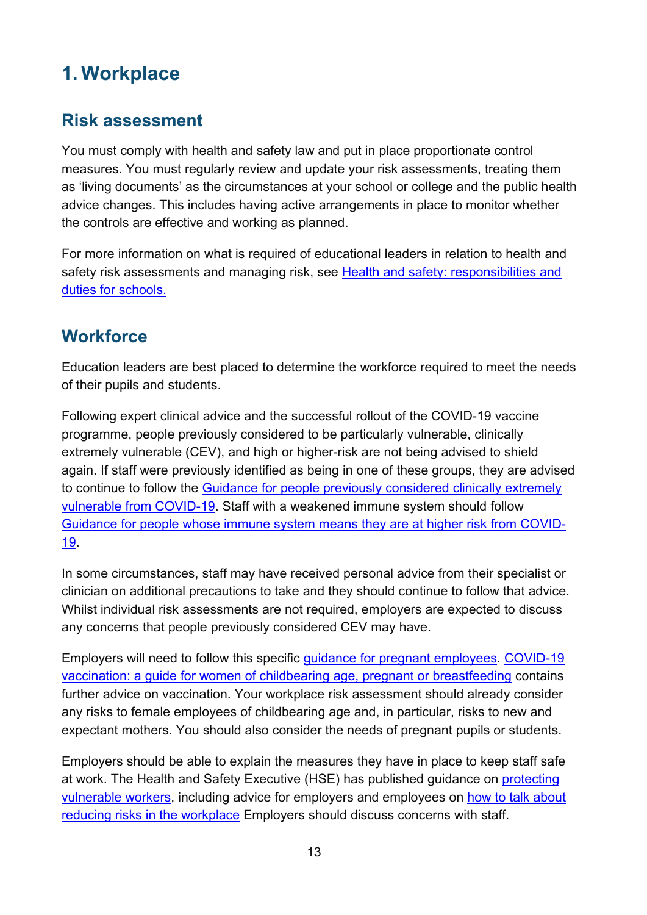# 1. Workplace

## Risk assessment

You must comply with health and safety law and put in place proportionate control measures. You must regularly review and update your risk assessments, treating them as 'living documents' as the circumstances at your school or college and the public health advice changes. This includes having active arrangements in place to monitor whether the controls are effective and working as planned.

For more information on what is required of educational leaders in relation to health and safety risk assessments and managing risk, see Health and safety: responsibilities and duties for schools.

## Workforce

Education leaders are best placed to determine the workforce required to meet the needs of their pupils and students.

Following expert clinical advice and the successful rollout of the COVID-19 vaccine programme, people previously considered to be particularly vulnerable, clinically extremely vulnerable (CEV), and high or higher-risk are not being advised to shield again. If staff were previously identified as being in one of these groups, they are advised to continue to follow the Guidance for people previously considered clinically extremely vulnerable from COVID-19. Staff with a weakened immune system should follow Guidance for people whose immune system means they are at higher risk from COVID-19.

In some circumstances, staff may have received personal advice from their specialist or clinician on additional precautions to take and they should continue to follow that advice. Whilst individual risk assessments are not required, employers are expected to discuss any concerns that people previously considered CEV may have.

Employers will need to follow this specific guidance for pregnant employees. COVID-19 vaccination: a guide for women of childbearing age, pregnant or breastfeeding contains further advice on vaccination. Your workplace risk assessment should already consider any risks to female employees of childbearing age and, in particular, risks to new and expectant mothers. You should also consider the needs of pregnant pupils or students.

Employers should be able to explain the measures they have in place to keep staff safe at work. The Health and Safety Executive (HSE) has published guidance on protecting vulnerable workers, including advice for employers and employees on how to talk about reducing risks in the workplace Employers should discuss concerns with staff.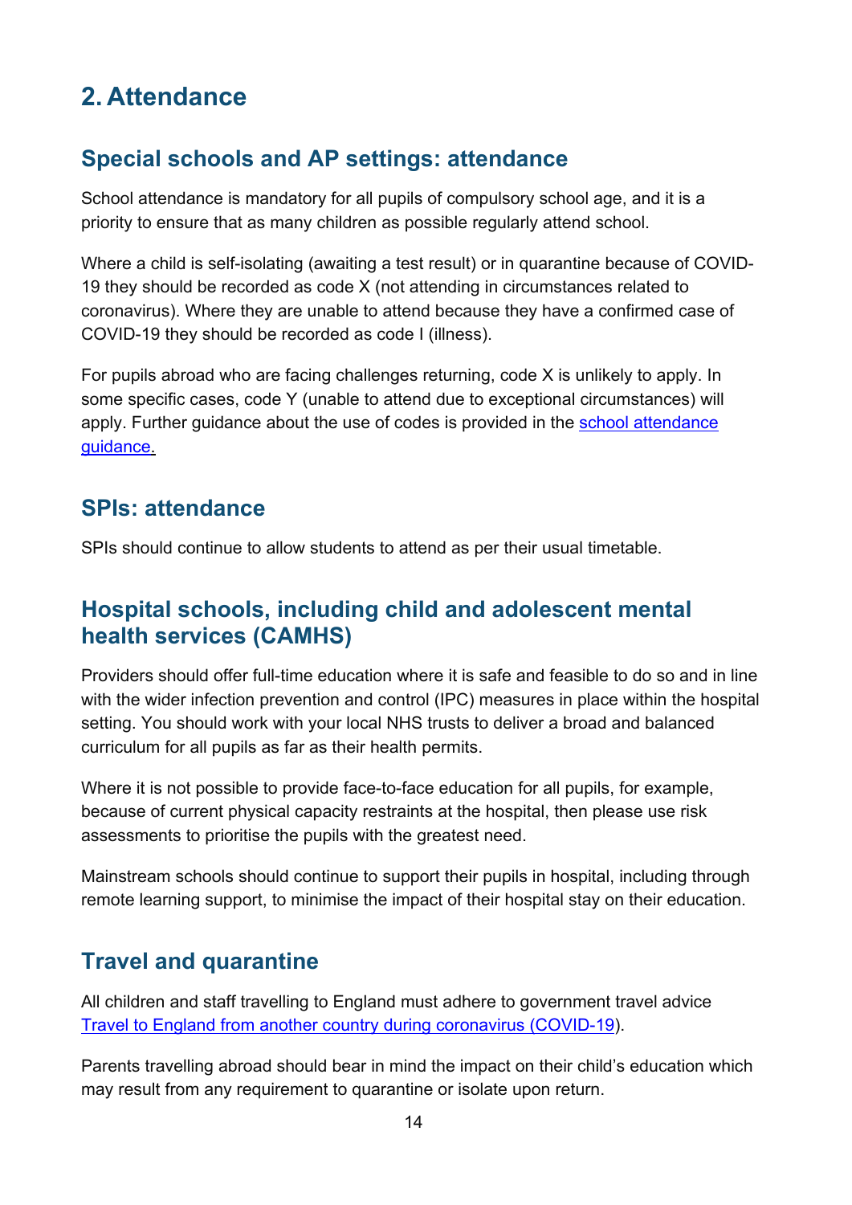# 2. Attendance

## Special schools and AP settings: attendance

School attendance is mandatory for all pupils of compulsory school age, and it is a priority to ensure that as many children as possible regularly attend school.

Where a child is self-isolating (awaiting a test result) or in quarantine because of COVID-19 they should be recorded as code X (not attending in circumstances related to coronavirus). Where they are unable to attend because they have a confirmed case of COVID-19 they should be recorded as code I (illness).

For pupils abroad who are facing challenges returning, code X is unlikely to apply. In some specific cases, code Y (unable to attend due to exceptional circumstances) will apply. Further guidance about the use of codes is provided in the school attendance guidance.

## SPIs: attendance

SPIs should continue to allow students to attend as per their usual timetable.

## Hospital schools, including child and adolescent mental health services (CAMHS)

Providers should offer full-time education where it is safe and feasible to do so and in line with the wider infection prevention and control (IPC) measures in place within the hospital setting. You should work with your local NHS trusts to deliver a broad and balanced curriculum for all pupils as far as their health permits.

Where it is not possible to provide face-to-face education for all pupils, for example, because of current physical capacity restraints at the hospital, then please use risk assessments to prioritise the pupils with the greatest need.

Mainstream schools should continue to support their pupils in hospital, including through remote learning support, to minimise the impact of their hospital stay on their education.

## Travel and quarantine

All children and staff travelling to England must adhere to government travel advice Travel to England from another country during coronavirus (COVID-19).

Parents travelling abroad should bear in mind the impact on their child's education which may result from any requirement to quarantine or isolate upon return.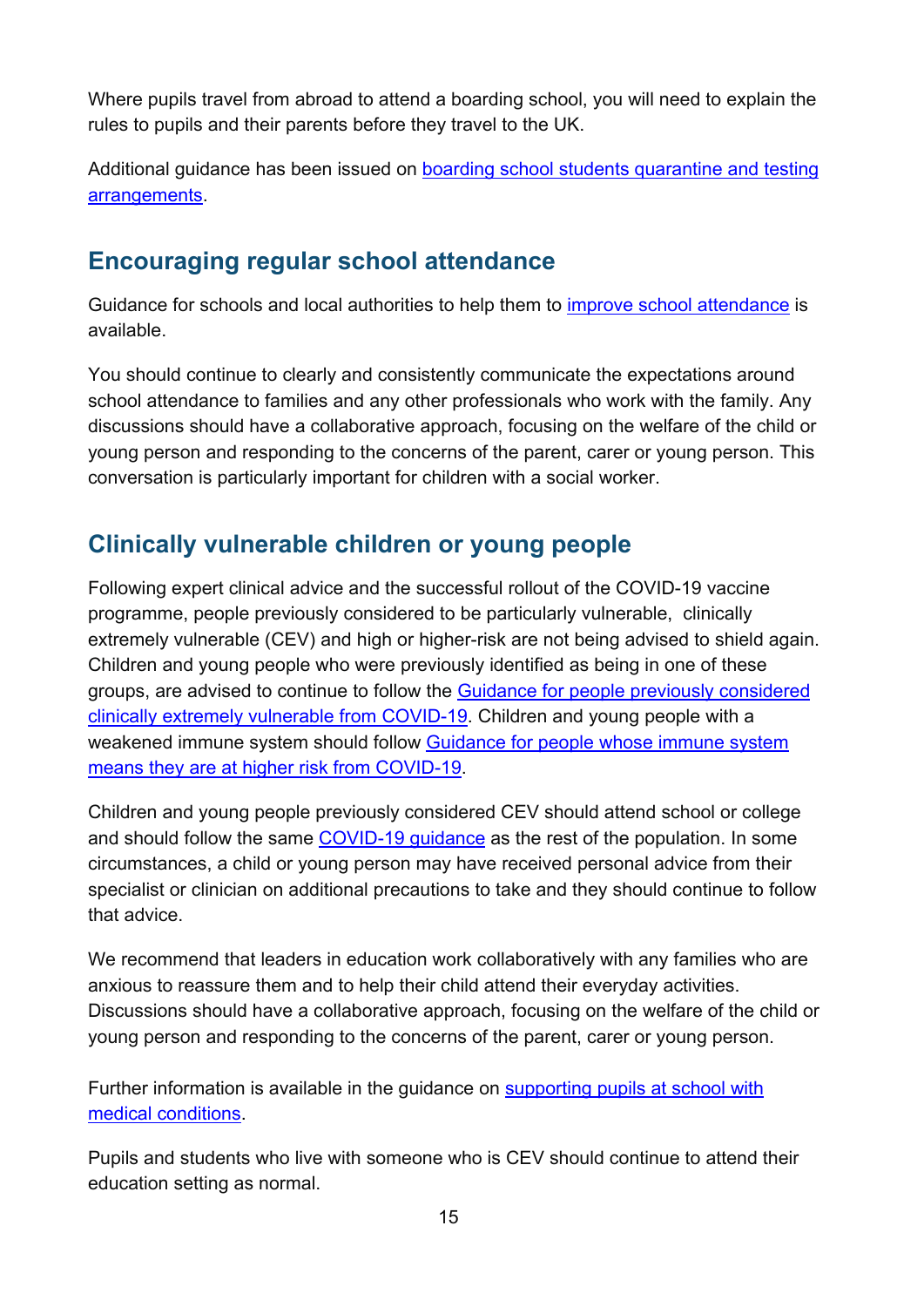Where pupils travel from abroad to attend a boarding school, you will need to explain the rules to pupils and their parents before they travel to the UK.

Additional guidance has been issued on boarding school students quarantine and testing arrangements.

## Encouraging regular school attendance

Guidance for schools and local authorities to help them to improve school attendance is available.

You should continue to clearly and consistently communicate the expectations around school attendance to families and any other professionals who work with the family. Any discussions should have a collaborative approach, focusing on the welfare of the child or young person and responding to the concerns of the parent, carer or young person. This conversation is particularly important for children with a social worker.

## Clinically vulnerable children or young people

Following expert clinical advice and the successful rollout of the COVID-19 vaccine programme, people previously considered to be particularly vulnerable, clinically extremely vulnerable (CEV) and high or higher-risk are not being advised to shield again. Children and young people who were previously identified as being in one of these groups, are advised to continue to follow the Guidance for people previously considered clinically extremely vulnerable from COVID-19. Children and young people with a weakened immune system should follow Guidance for people whose immune system means they are at higher risk from COVID-19.

Children and young people previously considered CEV should attend school or college and should follow the same COVID-19 guidance as the rest of the population. In some circumstances, a child or young person may have received personal advice from their specialist or clinician on additional precautions to take and they should continue to follow that advice.

We recommend that leaders in education work collaboratively with any families who are anxious to reassure them and to help their child attend their everyday activities. Discussions should have a collaborative approach, focusing on the welfare of the child or young person and responding to the concerns of the parent, carer or young person.

Further information is available in the guidance on supporting pupils at school with medical conditions.

Pupils and students who live with someone who is CEV should continue to attend their education setting as normal.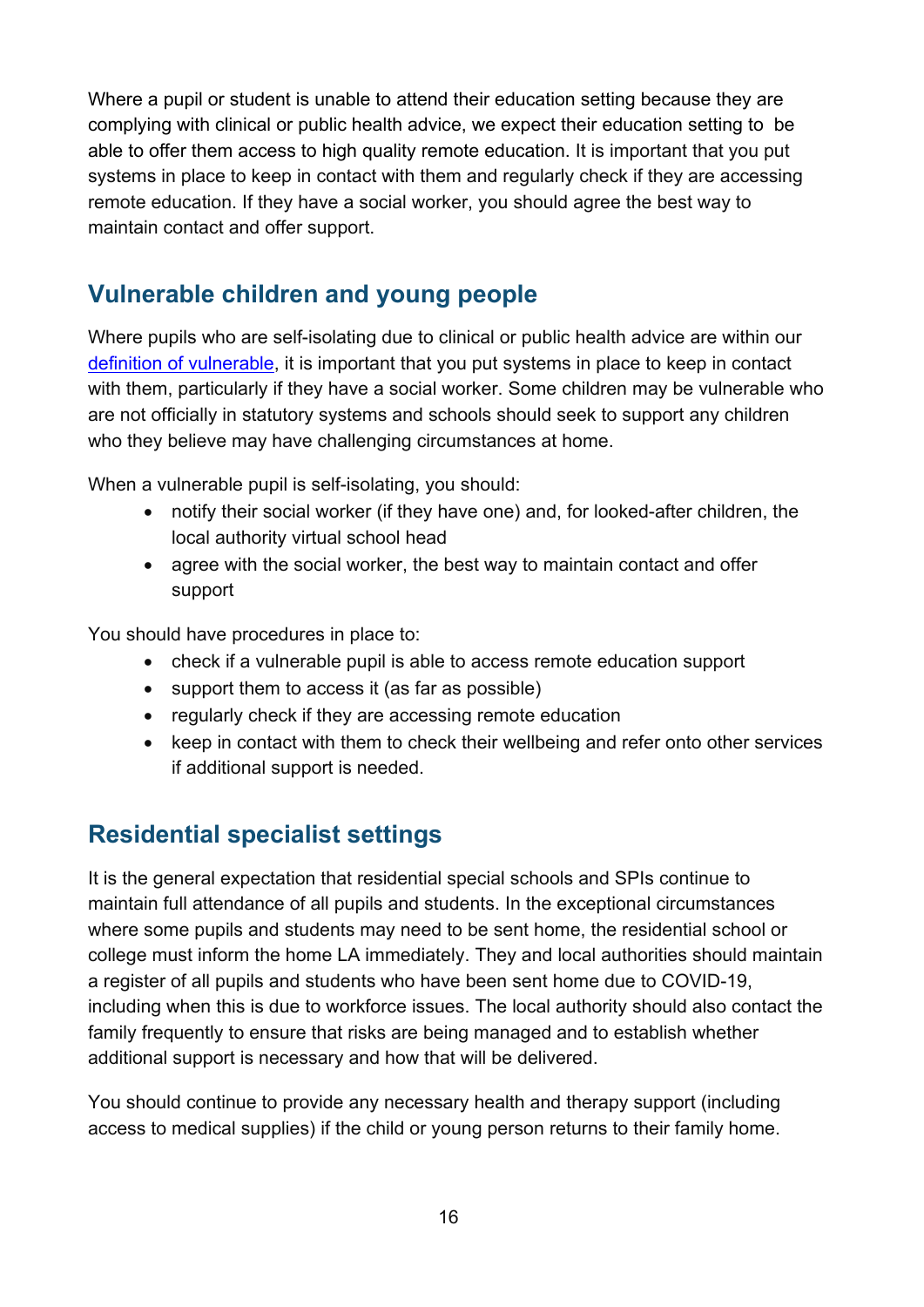Where a pupil or student is unable to attend their education setting because they are complying with clinical or public health advice, we expect their education setting to be able to offer them access to high quality remote education. It is important that you put systems in place to keep in contact with them and regularly check if they are accessing remote education. If they have a social worker, you should agree the best way to maintain contact and offer support.

## Vulnerable children and young people

Where pupils who are self-isolating due to clinical or public health advice are within our [definition of vulnerable](), it is important that you put systems in place to keep in contact with them, particularly if they have a social worker. Some children may be vulnerable who are not officially in statutory systems and schools should seek to support any children who they believe may have challenging circumstances at home.

When a vulnerable pupil is self-isolating, you should:

- notify their social worker (if they have one) and, for looked-after children, the local authority virtual school head
- agree with the social worker, the best way to maintain contact and offer support

You should have procedures in place to:

- check if a vulnerable pupil is able to access remote education support
- support them to access it (as far as possible)
- regularly check if they are accessing remote education
- keep in contact with them to check their wellbeing and refer onto other services if additional support is needed.

## Residential specialist settings

It is the general expectation that residential special schools and SPIs continue to maintain full attendance of all pupils and students. In the exceptional circumstances where some pupils and students may need to be sent home, the residential school or college must inform the home LA immediately. They and local authorities should maintain a register of all pupils and students who have been sent home due to COVID-19, including when this is due to workforce issues. The local authority should also contact the family frequently to ensure that risks are being managed and to establish whether additional support is necessary and how that will be delivered.

You should continue to provide any necessary health and therapy support (including access to medical supplies) if the child or young person returns to their family home.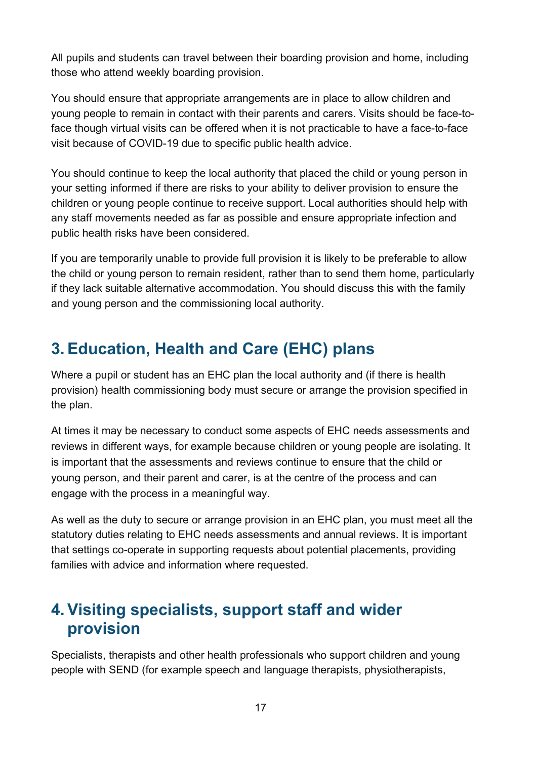All pupils and students can travel between their boarding provision and home, including those who attend weekly boarding provision.

You should ensure that appropriate arrangements are in place to allow children and young people to remain in contact with their parents and carers. Visits should be face-to-face though virtual visits can be offered when it is not practicable to have a face-to-face visit because of COVID-19 due to specific public health advice.

You should continue to keep the local authority that placed the child or young person in your setting informed if there are risks to your ability to deliver provision to ensure the children or young people continue to receive support. Local authorities should help with any staff movements needed as far as possible and ensure appropriate infection and public health risks have been considered.

If you are temporarily unable to provide full provision it is likely to be preferable to allow the child or young person to remain resident, rather than to send them home, particularly if they lack suitable alternative accommodation. You should discuss this with the family and young person and the commissioning local authority.

## 3. Education, Health and Care (EHC) plans

Where a pupil or student has an EHC plan the local authority and (if there is health provision) health commissioning body must secure or arrange the provision specified in the plan.

At times it may be necessary to conduct some aspects of EHC needs assessments and reviews in different ways, for example because children or young people are isolating. It is important that the assessments and reviews continue to ensure that the child or young person, and their parent and carer, is at the centre of the process and can engage with the process in a meaningful way.

As well as the duty to secure or arrange provision in an EHC plan, you must meet all the statutory duties relating to EHC needs assessments and annual reviews. It is important that settings co-operate in supporting requests about potential placements, providing families with advice and information where requested.

## 4. Visiting specialists, support staff and wider provision

Specialists, therapists and other health professionals who support children and young people with SEND (for example speech and language therapists, physiotherapists,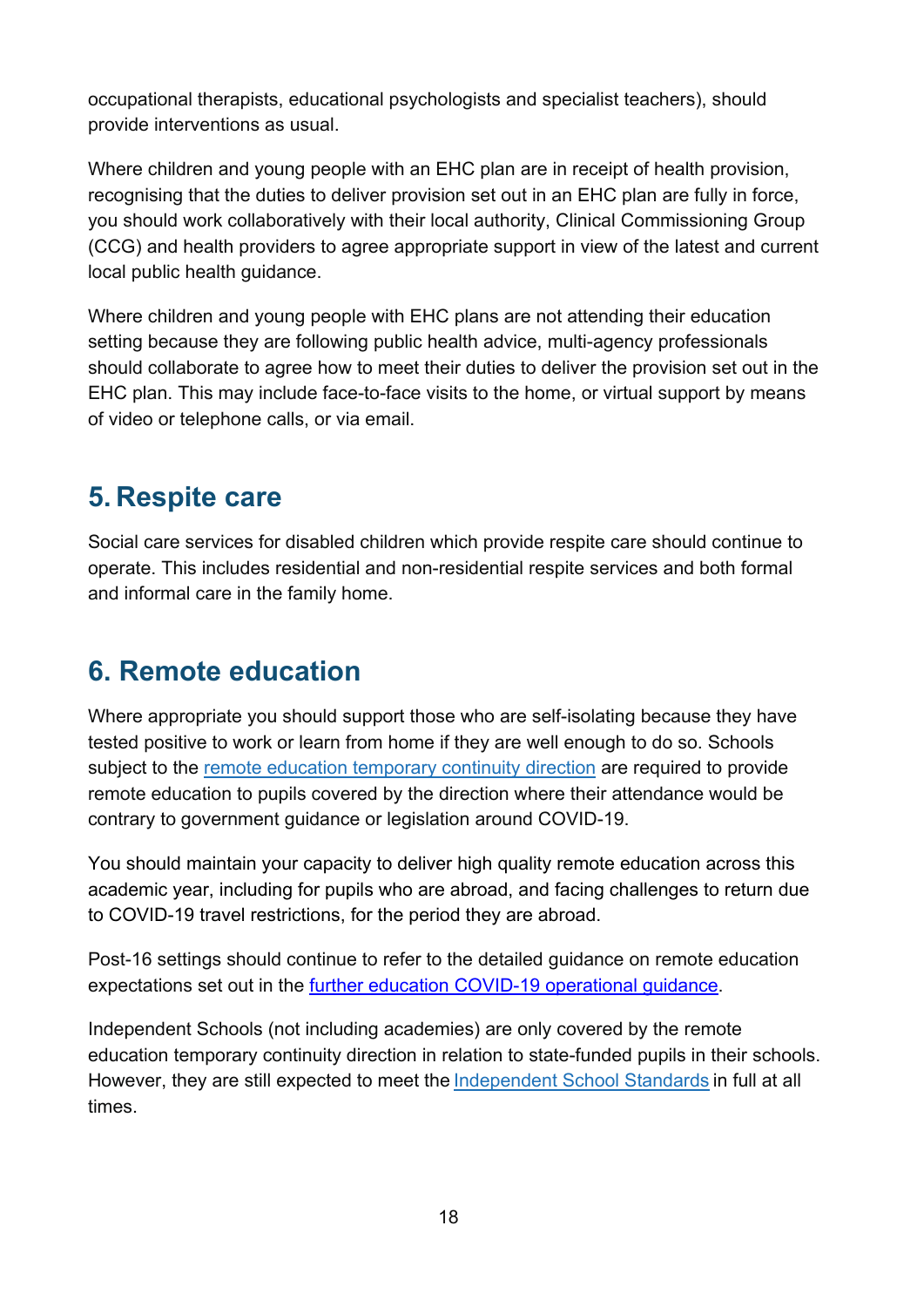occupational therapists, educational psychologists and specialist teachers), should provide interventions as usual.

Where children and young people with an EHC plan are in receipt of health provision, recognising that the duties to deliver provision set out in an EHC plan are fully in force, you should work collaboratively with their local authority, Clinical Commissioning Group (CCG) and health providers to agree appropriate support in view of the latest and current local public health guidance.

Where children and young people with EHC plans are not attending their education setting because they are following public health advice, multi-agency professionals should collaborate to agree how to meet their duties to deliver the provision set out in the EHC plan. This may include face-to-face visits to the home, or virtual support by means of video or telephone calls, or via email.

## 5. Respite care

Social care services for disabled children which provide respite care should continue to operate. This includes residential and non-residential respite services and both formal and informal care in the family home.

## 6. Remote education

Where appropriate you should support those who are self-isolating because they have tested positive to work or learn from home if they are well enough to do so. Schools subject to the remote education temporary continuity direction are required to provide remote education to pupils covered by the direction where their attendance would be contrary to government guidance or legislation around COVID-19.

You should maintain your capacity to deliver high quality remote education across this academic year, including for pupils who are abroad, and facing challenges to return due to COVID-19 travel restrictions, for the period they are abroad.

Post-16 settings should continue to refer to the detailed guidance on remote education expectations set out in the further education COVID-19 operational guidance.

Independent Schools (not including academies) are only covered by the remote education temporary continuity direction in relation to state-funded pupils in their schools. However, they are still expected to meet the Independent School Standards in full at all times.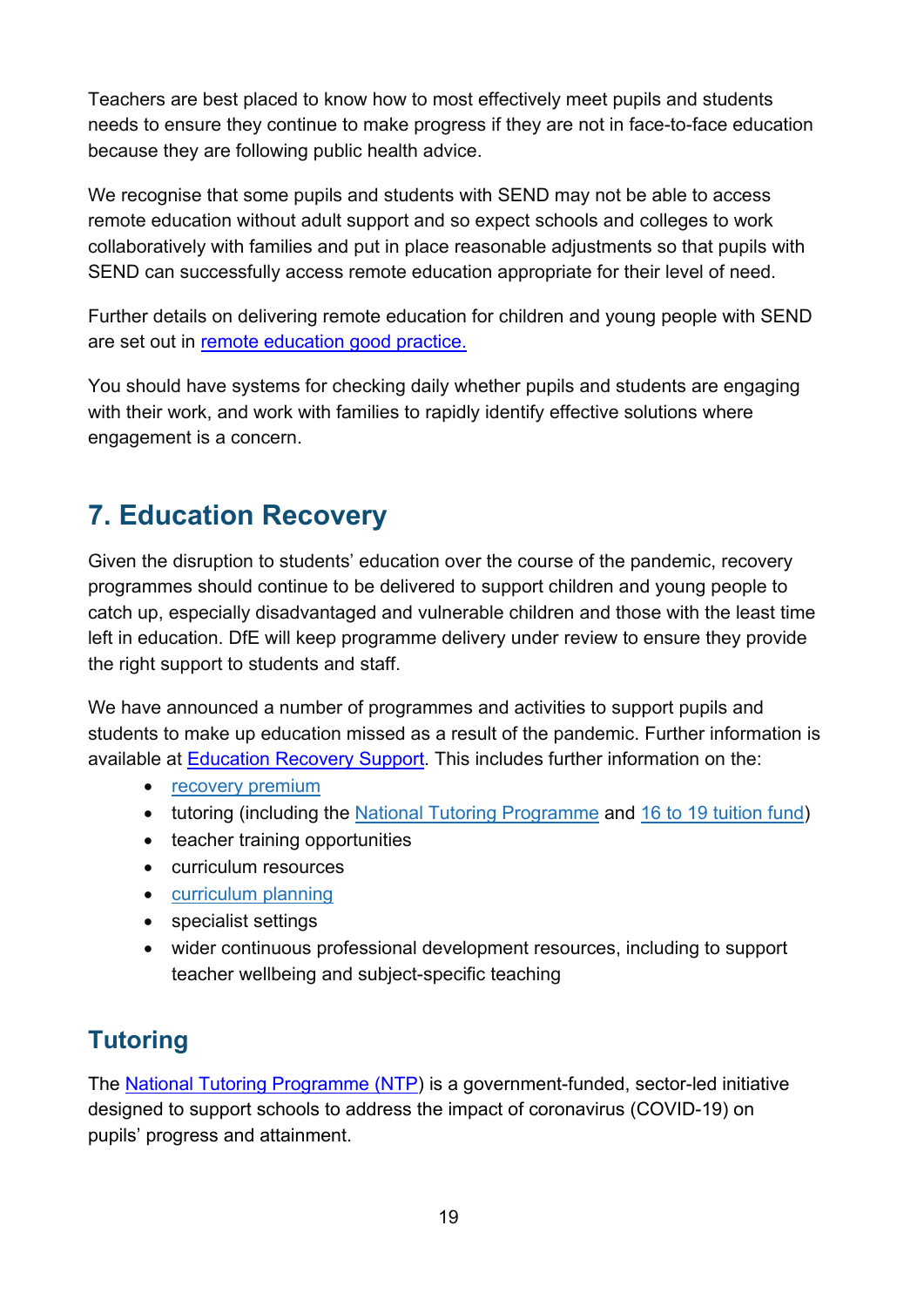Teachers are best placed to know how to most effectively meet pupils and students needs to ensure they continue to make progress if they are not in face-to-face education because they are following public health advice.

We recognise that some pupils and students with SEND may not be able to access remote education without adult support and so expect schools and colleges to work collaboratively with families and put in place reasonable adjustments so that pupils with SEND can successfully access remote education appropriate for their level of need.

Further details on delivering remote education for children and young people with SEND are set out in [remote education good practice.]()

You should have systems for checking daily whether pupils and students are engaging with their work, and work with families to rapidly identify effective solutions where engagement is a concern.

## 7. Education Recovery

Given the disruption to students' education over the course of the pandemic, recovery programmes should continue to be delivered to support children and young people to catch up, especially disadvantaged and vulnerable children and those with the least time left in education. DfE will keep programme delivery under review to ensure they provide the right support to students and staff.

We have announced a number of programmes and activities to support pupils and students to make up education missed as a result of the pandemic. Further information is available at [Education Recovery Support](). This includes further information on the:

- [recovery premium]()
- tutoring (including the [National Tutoring Programme]() and [16 to 19 tuition fund]())
- teacher training opportunities
- curriculum resources
- [curriculum planning]()
- specialist settings
- wider continuous professional development resources, including to support teacher wellbeing and subject-specific teaching

### Tutoring

The [National Tutoring Programme (NTP)]() is a government-funded, sector-led initiative designed to support schools to address the impact of coronavirus (COVID-19) on pupils' progress and attainment.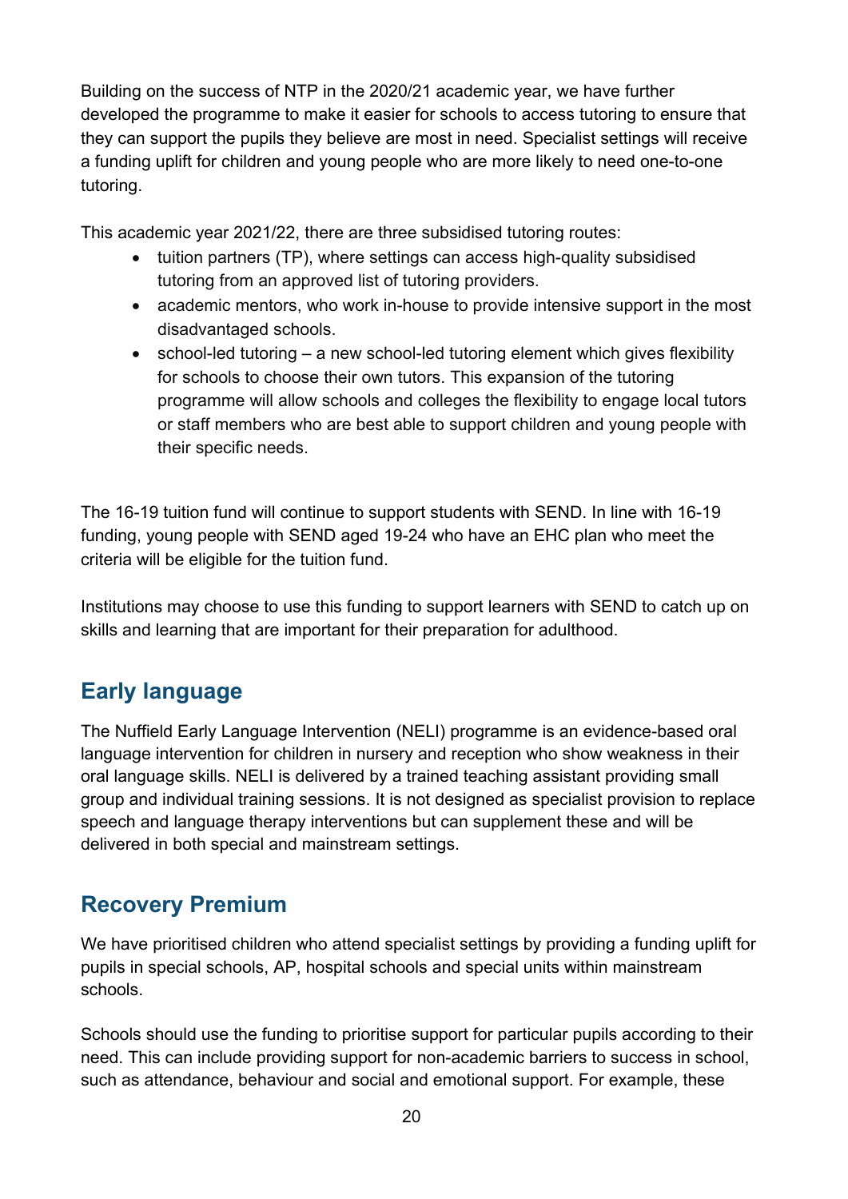Building on the success of NTP in the 2020/21 academic year, we have further developed the programme to make it easier for schools to access tutoring to ensure that they can support the pupils they believe are most in need. Specialist settings will receive a funding uplift for children and young people who are more likely to need one-to-one tutoring.

This academic year 2021/22, there are three subsidised tutoring routes:

- tuition partners (TP), where settings can access high-quality subsidised tutoring from an approved list of tutoring providers.
- academic mentors, who work in-house to provide intensive support in the most disadvantaged schools.
- school-led tutoring – a new school-led tutoring element which gives flexibility for schools to choose their own tutors. This expansion of the tutoring programme will allow schools and colleges the flexibility to engage local tutors or staff members who are best able to support children and young people with their specific needs.

The 16-19 tuition fund will continue to support students with SEND. In line with 16-19 funding, young people with SEND aged 19-24 who have an EHC plan who meet the criteria will be eligible for the tuition fund.

Institutions may choose to use this funding to support learners with SEND to catch up on skills and learning that are important for their preparation for adulthood.

## Early language

The Nuffield Early Language Intervention (NELI) programme is an evidence-based oral language intervention for children in nursery and reception who show weakness in their oral language skills. NELI is delivered by a trained teaching assistant providing small group and individual training sessions. It is not designed as specialist provision to replace speech and language therapy interventions but can supplement these and will be delivered in both special and mainstream settings.

## Recovery Premium

We have prioritised children who attend specialist settings by providing a funding uplift for pupils in special schools, AP, hospital schools and special units within mainstream schools.

Schools should use the funding to prioritise support for particular pupils according to their need. This can include providing support for non-academic barriers to success in school, such as attendance, behaviour and social and emotional support. For example, these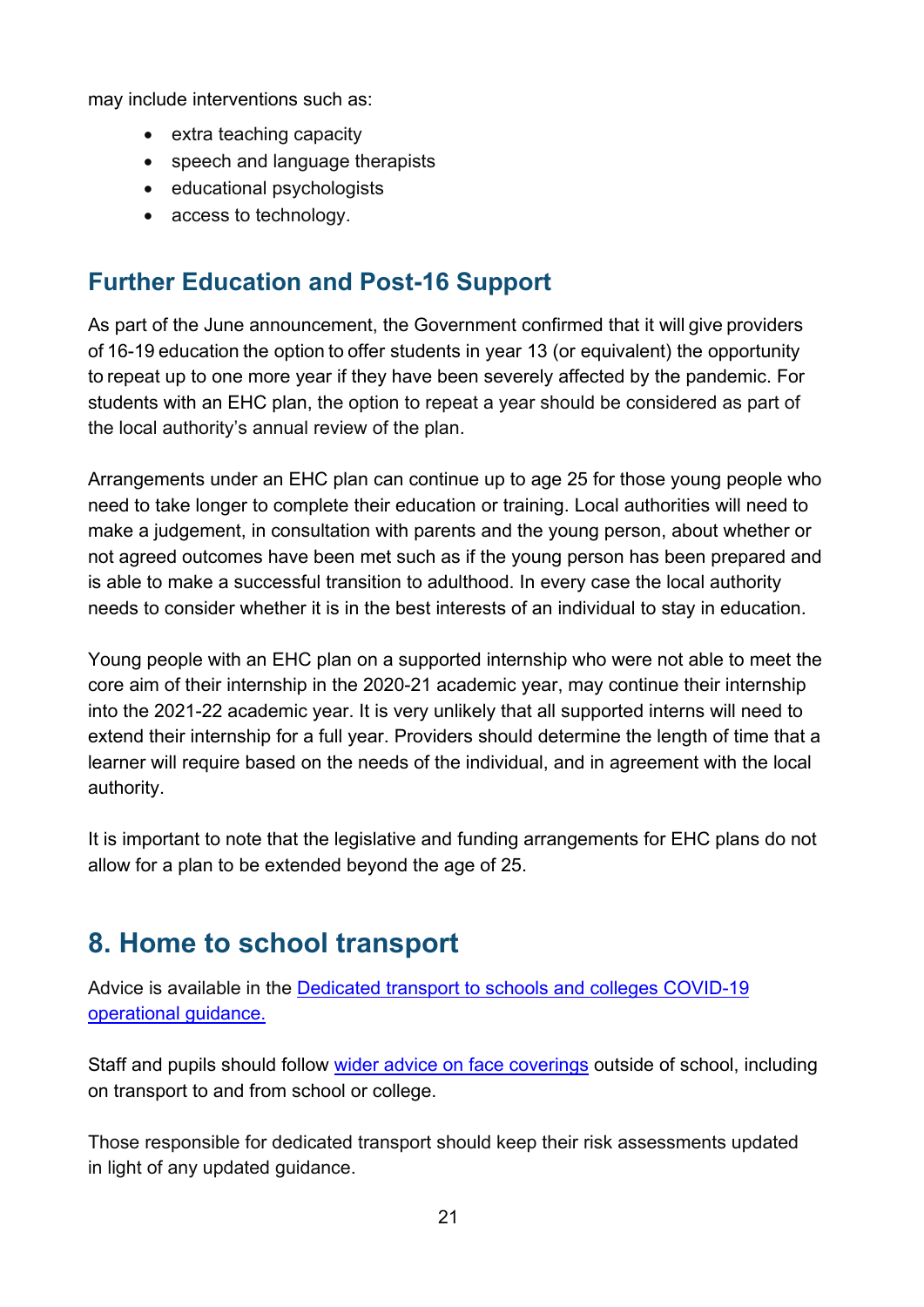may include interventions such as:

- extra teaching capacity
- speech and language therapists
- educational psychologists
- access to technology.

## Further Education and Post-16 Support

As part of the June announcement, the Government confirmed that it will give providers of 16-19 education the option to offer students in year 13 (or equivalent) the opportunity to repeat up to one more year if they have been severely affected by the pandemic. For students with an EHC plan, the option to repeat a year should be considered as part of the local authority's annual review of the plan.

Arrangements under an EHC plan can continue up to age 25 for those young people who need to take longer to complete their education or training. Local authorities will need to make a judgement, in consultation with parents and the young person, about whether or not agreed outcomes have been met such as if the young person has been prepared and is able to make a successful transition to adulthood. In every case the local authority needs to consider whether it is in the best interests of an individual to stay in education.

Young people with an EHC plan on a supported internship who were not able to meet the core aim of their internship in the 2020-21 academic year, may continue their internship into the 2021-22 academic year. It is very unlikely that all supported interns will need to extend their internship for a full year. Providers should determine the length of time that a learner will require based on the needs of the individual, and in agreement with the local authority.

It is important to note that the legislative and funding arrangements for EHC plans do not allow for a plan to be extended beyond the age of 25.

# 8. Home to school transport

Advice is available in the [Dedicated transport to schools and colleges COVID-19 operational guidance.]

Staff and pupils should follow [wider advice on face coverings] outside of school, including on transport to and from school or college.

Those responsible for dedicated transport should keep their risk assessments updated in light of any updated guidance.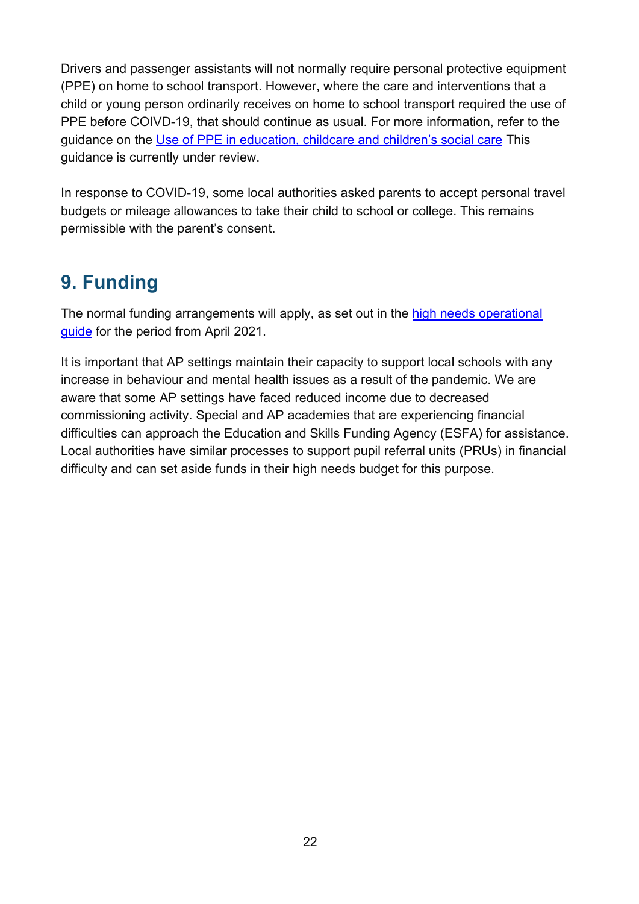Drivers and passenger assistants will not normally require personal protective equipment (PPE) on home to school transport. However, where the care and interventions that a child or young person ordinarily receives on home to school transport required the use of PPE before COIVD-19, that should continue as usual. For more information, refer to the guidance on the Use of PPE in education, childcare and children's social care This guidance is currently under review.

In response to COVID-19, some local authorities asked parents to accept personal travel budgets or mileage allowances to take their child to school or college. This remains permissible with the parent's consent.

## 9. Funding

The normal funding arrangements will apply, as set out in the high needs operational guide for the period from April 2021.

It is important that AP settings maintain their capacity to support local schools with any increase in behaviour and mental health issues as a result of the pandemic. We are aware that some AP settings have faced reduced income due to decreased commissioning activity. Special and AP academies that are experiencing financial difficulties can approach the Education and Skills Funding Agency (ESFA) for assistance. Local authorities have similar processes to support pupil referral units (PRUs) in financial difficulty and can set aside funds in their high needs budget for this purpose.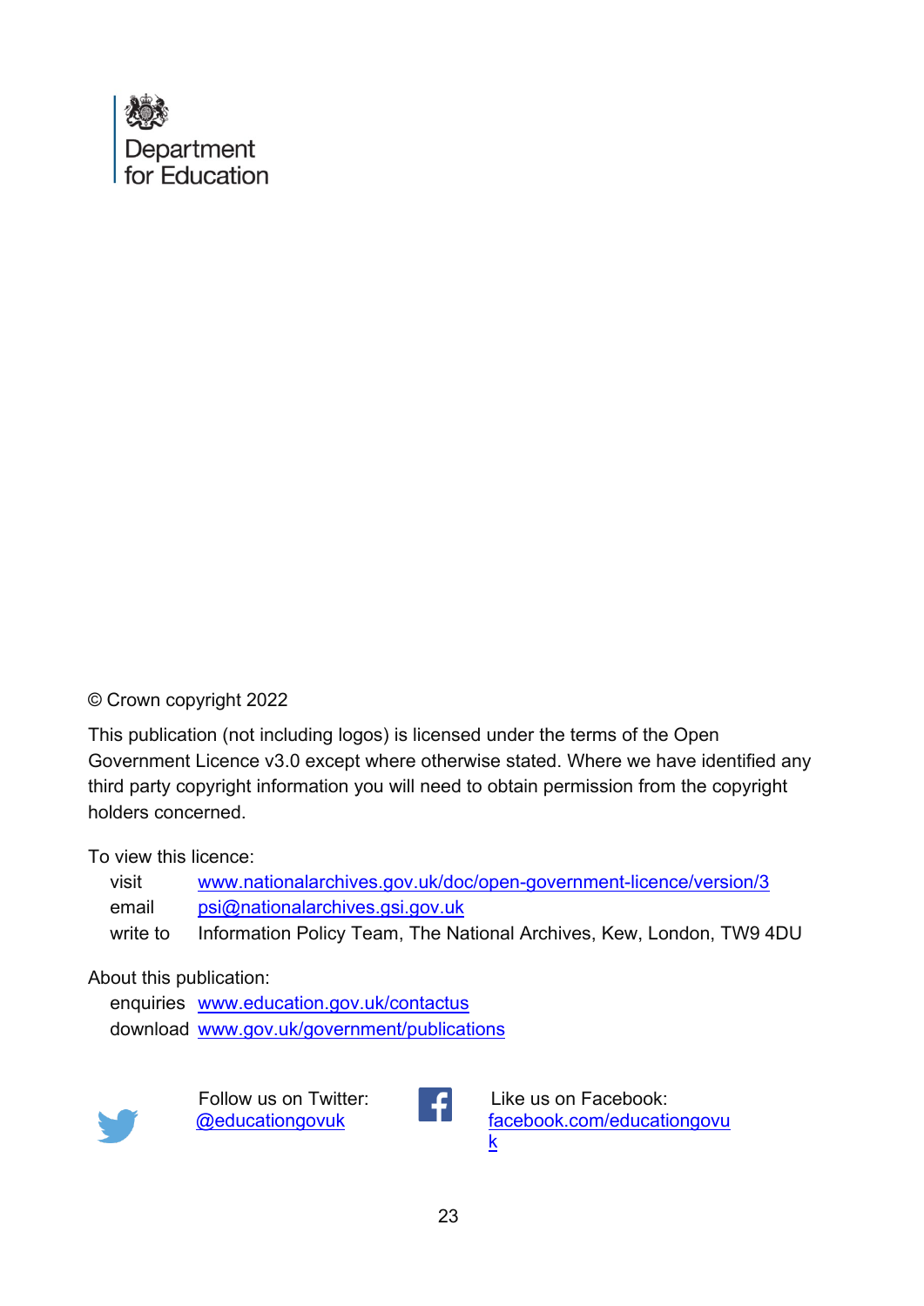Department for Education

© Crown copyright 2022

This publication (not including logos) is licensed under the terms of the Open Government Licence v3.0 except where otherwise stated. Where we have identified any third party copyright information you will need to obtain permission from the copyright holders concerned.

To view this licence:

| | |
|---|---|
| visit | www.nationalarchives.gov.uk/doc/open-government-licence/version/3 |
| email | psi@nationalarchives.gsi.gov.uk |
| write to | Information Policy Team, The National Archives, Kew, London, TW9 4DU |

About this publication:

| | |
|---|---|
| enquiries | www.education.gov.uk/contactus |
| download | www.gov.uk/government/publications |

Follow us on Twitter: @educationgovuk

Like us on Facebook: facebook.com/educationgovuk